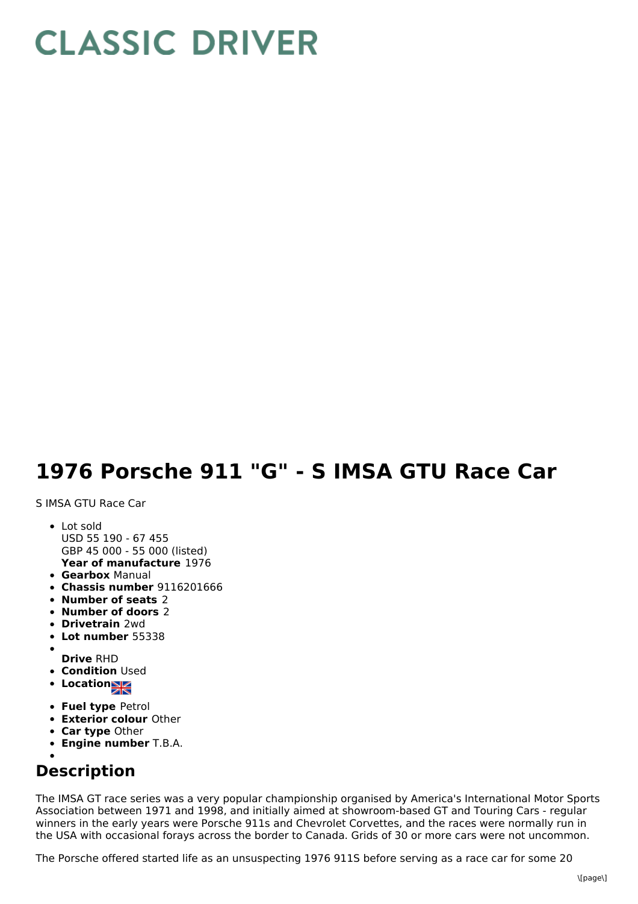# CLASSIC DRIVER

# 1976 Porsche 911 "G" - S IMSA GTU Race Car

S IMSA GTU Race Car

- Lot sold
  USD 55 190 - 67 455
  GBP 45 000 - 55 000 (listed)
  **Year of manufacture** 1976
- **Gearbox** Manual
- **Chassis number** 9116201666
- **Number of seats** 2
- **Number of doors** 2
- **Drivetrain** 2wd
- **Lot number** 55338
- 
  **Drive** RHD
- **Condition** Used
- **Location**
- **Fuel type** Petrol
- **Exterior colour** Other
- **Car type** Other
- **Engine number** T.B.A.
- 

## Description

The IMSA GT race series was a very popular championship organised by America's International Motor Sports Association between 1971 and 1998, and initially aimed at showroom-based GT and Touring Cars - regular winners in the early years were Porsche 911s and Chevrolet Corvettes, and the races were normally run in the USA with occasional forays across the border to Canada. Grids of 30 or more cars were not uncommon.

The Porsche offered started life as an unsuspecting 1976 911S before serving as a race car for some 20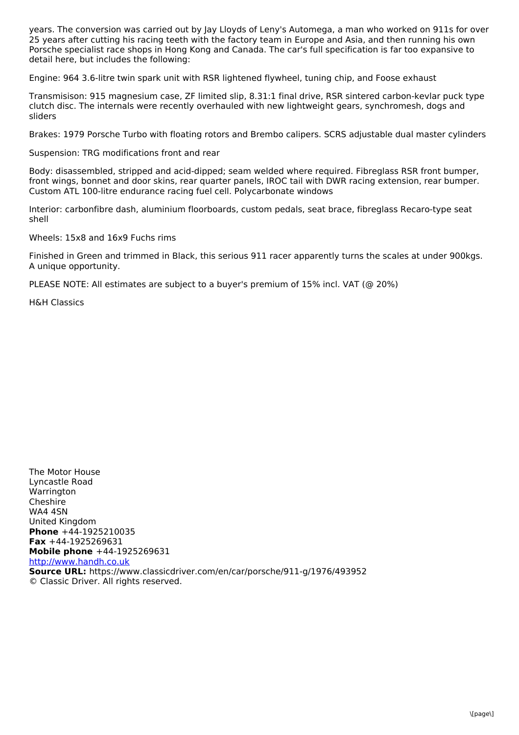years. The conversion was carried out by Jay Lloyds of Leny's Automega, a man who worked on 911s for over 25 years after cutting his racing teeth with the factory team in Europe and Asia, and then running his own Porsche specialist race shops in Hong Kong and Canada. The car's full specification is far too expansive to detail here, but includes the following:

Engine: 964 3.6-litre twin spark unit with RSR lightened flywheel, tuning chip, and Foose exhaust

Transmisison: 915 magnesium case, ZF limited slip, 8.31:1 final drive, RSR sintered carbon-kevlar puck type clutch disc. The internals were recently overhauled with new lightweight gears, synchromesh, dogs and sliders

Brakes: 1979 Porsche Turbo with floating rotors and Brembo calipers. SCRS adjustable dual master cylinders

Suspension: TRG modifications front and rear

Body: disassembled, stripped and acid-dipped; seam welded where required. Fibreglass RSR front bumper, front wings, bonnet and door skins, rear quarter panels, IROC tail with DWR racing extension, rear bumper. Custom ATL 100-litre endurance racing fuel cell. Polycarbonate windows

Interior: carbonfibre dash, aluminium floorboards, custom pedals, seat brace, fibreglass Recaro-type seat shell

Wheels: 15x8 and 16x9 Fuchs rims

Finished in Green and trimmed in Black, this serious 911 racer apparently turns the scales at under 900kgs. A unique opportunity.

PLEASE NOTE: All estimates are subject to a buyer's premium of 15% incl. VAT (@ 20%)

H&H Classics

The Motor House  
Lyncastle Road  
Warrington  
Cheshire  
WA4 4SN  
United Kingdom  
**Phone** +44-1925210035  
**Fax** +44-1925269631  
**Mobile phone** +44-1925269631  
[http://www.handh.co.uk](http://www.handh.co.uk)  
**Source URL:** https://www.classicdriver.com/en/car/porsche/911-g/1976/493952  
© Classic Driver. All rights reserved.